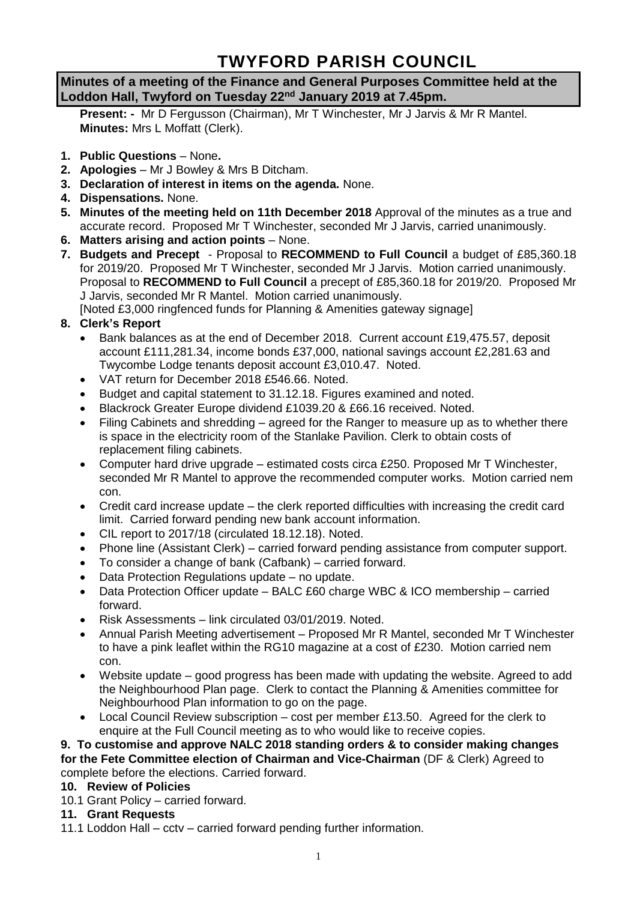# TWYFORD PARISH COUNCIL

**Minutes of a meeting of the Finance and General Purposes Committee held at the Loddon Hall, Twyford on Tuesday 22nd January 2019 at 7.45pm.**

**Present: -** Mr D Fergusson (Chairman), Mr T Winchester, Mr J Jarvis & Mr R Mantel.
**Minutes:** Mrs L Moffatt (Clerk).

1. **Public Questions** – None**.**
2. **Apologies** – Mr J Bowley & Mrs B Ditcham.
3. **Declaration of interest in items on the agenda.** None.
4. **Dispensations.** None.
5. **Minutes of the meeting held on 11th December 2018** Approval of the minutes as a true and accurate record. Proposed Mr T Winchester, seconded Mr J Jarvis, carried unanimously.
6. **Matters arising and action points** – None.
7. **Budgets and Precept** - Proposal to **RECOMMEND to Full Council** a budget of £85,360.18 for 2019/20. Proposed Mr T Winchester, seconded Mr J Jarvis. Motion carried unanimously. Proposal to **RECOMMEND to Full Council** a precept of £85,360.18 for 2019/20. Proposed Mr J Jarvis, seconded Mr R Mantel. Motion carried unanimously.
   [Noted £3,000 ringfenced funds for Planning & Amenities gateway signage]
8. **Clerk's Report**
   - Bank balances as at the end of December 2018. Current account £19,475.57, deposit account £111,281.34, income bonds £37,000, national savings account £2,281.63 and Twycombe Lodge tenants deposit account £3,010.47. Noted.
   - VAT return for December 2018 £546.66. Noted.
   - Budget and capital statement to 31.12.18. Figures examined and noted.
   - Blackrock Greater Europe dividend £1039.20 & £66.16 received. Noted.
   - Filing Cabinets and shredding – agreed for the Ranger to measure up as to whether there is space in the electricity room of the Stanlake Pavilion. Clerk to obtain costs of replacement filing cabinets.
   - Computer hard drive upgrade – estimated costs circa £250. Proposed Mr T Winchester, seconded Mr R Mantel to approve the recommended computer works. Motion carried nem con.
   - Credit card increase update – the clerk reported difficulties with increasing the credit card limit. Carried forward pending new bank account information.
   - CIL report to 2017/18 (circulated 18.12.18). Noted.
   - Phone line (Assistant Clerk) – carried forward pending assistance from computer support.
   - To consider a change of bank (Cafbank) – carried forward.
   - Data Protection Regulations update – no update.
   - Data Protection Officer update – BALC £60 charge WBC & ICO membership – carried forward.
   - Risk Assessments – link circulated 03/01/2019. Noted.
   - Annual Parish Meeting advertisement – Proposed Mr R Mantel, seconded Mr T Winchester to have a pink leaflet within the RG10 magazine at a cost of £230. Motion carried nem con.
   - Website update – good progress has been made with updating the website. Agreed to add the Neighbourhood Plan page. Clerk to contact the Planning & Amenities committee for Neighbourhood Plan information to go on the page.
   - Local Council Review subscription – cost per member £13.50. Agreed for the clerk to enquire at the Full Council meeting as to who would like to receive copies.

**9. To customise and approve NALC 2018 standing orders & to consider making changes for the Fete Committee election of Chairman and Vice-Chairman** (DF & Clerk) Agreed to complete before the elections. Carried forward.

**10. Review of Policies**

10.1 Grant Policy – carried forward.

**11. Grant Requests**

11.1 Loddon Hall – cctv – carried forward pending further information.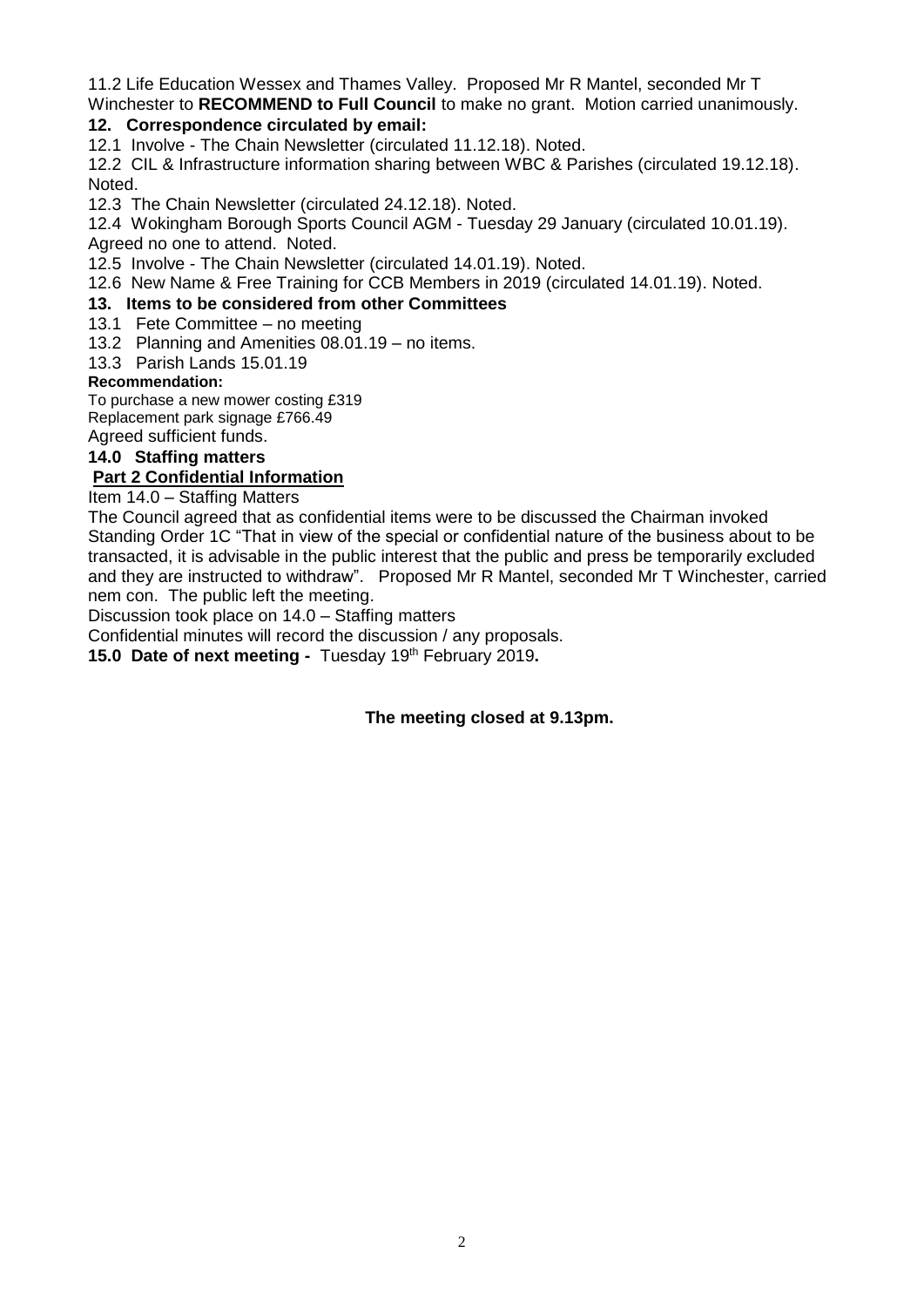11.2 Life Education Wessex and Thames Valley. Proposed Mr R Mantel, seconded Mr T Winchester to **RECOMMEND to Full Council** to make no grant. Motion carried unanimously.

**12. Correspondence circulated by email:**

12.1 Involve - The Chain Newsletter (circulated 11.12.18). Noted.

12.2 CIL & Infrastructure information sharing between WBC & Parishes (circulated 19.12.18). Noted.

12.3 The Chain Newsletter (circulated 24.12.18). Noted.

12.4 Wokingham Borough Sports Council AGM - Tuesday 29 January (circulated 10.01.19). Agreed no one to attend. Noted.

12.5 Involve - The Chain Newsletter (circulated 14.01.19). Noted.

12.6 New Name & Free Training for CCB Members in 2019 (circulated 14.01.19). Noted.

**13. Items to be considered from other Committees**

13.1 Fete Committee – no meeting

13.2 Planning and Amenities 08.01.19 – no items.

13.3 Parish Lands 15.01.19

**Recommendation:**

To purchase a new mower costing £319

Replacement park signage £766.49

Agreed sufficient funds.

**14.0 Staffing matters**

**Part 2 Confidential Information**

Item 14.0 – Staffing Matters

The Council agreed that as confidential items were to be discussed the Chairman invoked Standing Order 1C "That in view of the special or confidential nature of the business about to be transacted, it is advisable in the public interest that the public and press be temporarily excluded and they are instructed to withdraw". Proposed Mr R Mantel, seconded Mr T Winchester, carried nem con. The public left the meeting.

Discussion took place on 14.0 – Staffing matters

Confidential minutes will record the discussion / any proposals.

**15.0 Date of next meeting -** Tuesday 19th February 2019**.**

**The meeting closed at 9.13pm.**